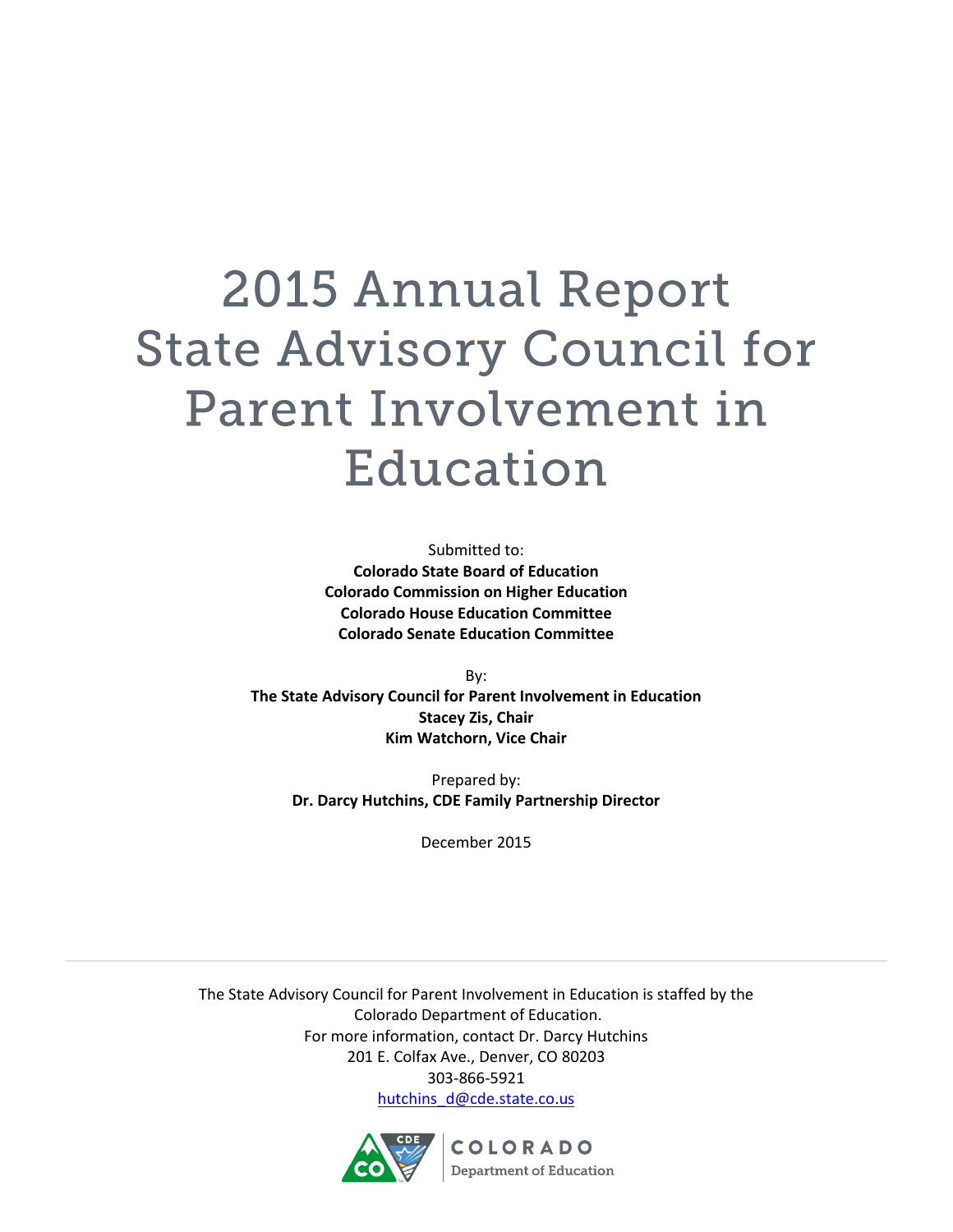# 2015 Annual Report State Advisory Council for Parent Involvement in Education

Submitted to:

**Colorado State Board of Education**
**Colorado Commission on Higher Education**
**Colorado House Education Committee**
**Colorado Senate Education Committee**

By:

**The State Advisory Council for Parent Involvement in Education**
**Stacey Zis, Chair**
**Kim Watchorn, Vice Chair**

Prepared by:

**Dr. Darcy Hutchins, CDE Family Partnership Director**

December 2015

---

The State Advisory Council for Parent Involvement in Education is staffed by the Colorado Department of Education.
For more information, contact Dr. Darcy Hutchins
201 E. Colfax Ave., Denver, CO 80203
303-866-5921
hutchins_d@cde.state.co.us

COLORADO
Department of Education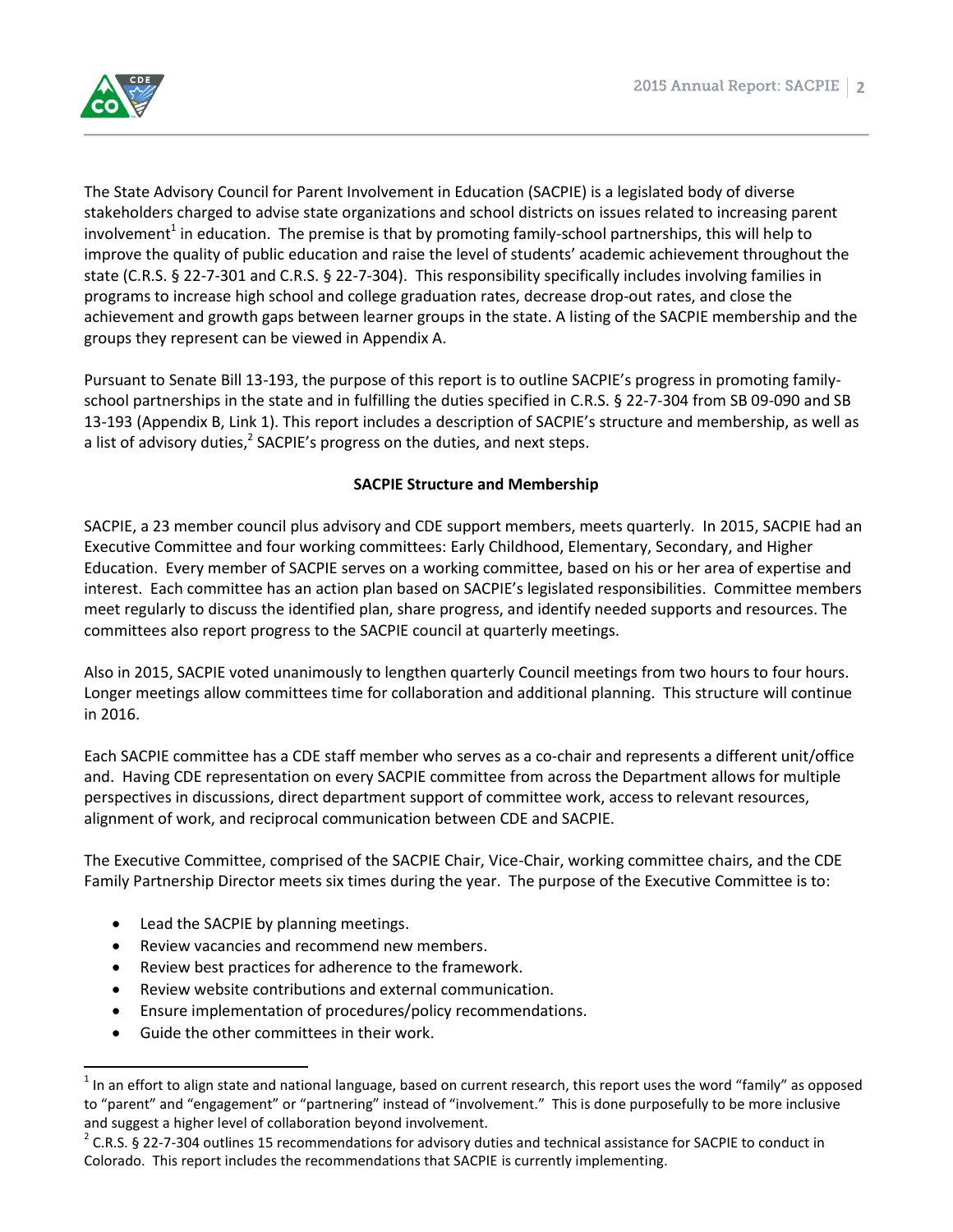The State Advisory Council for Parent Involvement in Education (SACPIE) is a legislated body of diverse stakeholders charged to advise state organizations and school districts on issues related to increasing parent involvement[1] in education. The premise is that by promoting family-school partnerships, this will help to improve the quality of public education and raise the level of students' academic achievement throughout the state (C.R.S. § 22-7-301 and C.R.S. § 22-7-304). This responsibility specifically includes involving families in programs to increase high school and college graduation rates, decrease drop-out rates, and close the achievement and growth gaps between learner groups in the state. A listing of the SACPIE membership and the groups they represent can be viewed in Appendix A.

Pursuant to Senate Bill 13-193, the purpose of this report is to outline SACPIE's progress in promoting family-school partnerships in the state and in fulfilling the duties specified in C.R.S. § 22-7-304 from SB 09-090 and SB 13-193 (Appendix B, Link 1). This report includes a description of SACPIE's structure and membership, as well as a list of advisory duties,[2] SACPIE's progress on the duties, and next steps.

**SACPIE Structure and Membership**

SACPIE, a 23 member council plus advisory and CDE support members, meets quarterly. In 2015, SACPIE had an Executive Committee and four working committees: Early Childhood, Elementary, Secondary, and Higher Education. Every member of SACPIE serves on a working committee, based on his or her area of expertise and interest. Each committee has an action plan based on SACPIE's legislated responsibilities. Committee members meet regularly to discuss the identified plan, share progress, and identify needed supports and resources. The committees also report progress to the SACPIE council at quarterly meetings.

Also in 2015, SACPIE voted unanimously to lengthen quarterly Council meetings from two hours to four hours. Longer meetings allow committees time for collaboration and additional planning. This structure will continue in 2016.

Each SACPIE committee has a CDE staff member who serves as a co-chair and represents a different unit/office and. Having CDE representation on every SACPIE committee from across the Department allows for multiple perspectives in discussions, direct department support of committee work, access to relevant resources, alignment of work, and reciprocal communication between CDE and SACPIE.

The Executive Committee, comprised of the SACPIE Chair, Vice-Chair, working committee chairs, and the CDE Family Partnership Director meets six times during the year. The purpose of the Executive Committee is to:

- Lead the SACPIE by planning meetings.
- Review vacancies and recommend new members.
- Review best practices for adherence to the framework.
- Review website contributions and external communication.
- Ensure implementation of procedures/policy recommendations.
- Guide the other committees in their work.

---

[1] In an effort to align state and national language, based on current research, this report uses the word "family" as opposed to "parent" and "engagement" or "partnering" instead of "involvement." This is done purposefully to be more inclusive and suggest a higher level of collaboration beyond involvement.

[2] C.R.S. § 22-7-304 outlines 15 recommendations for advisory duties and technical assistance for SACPIE to conduct in Colorado. This report includes the recommendations that SACPIE is currently implementing.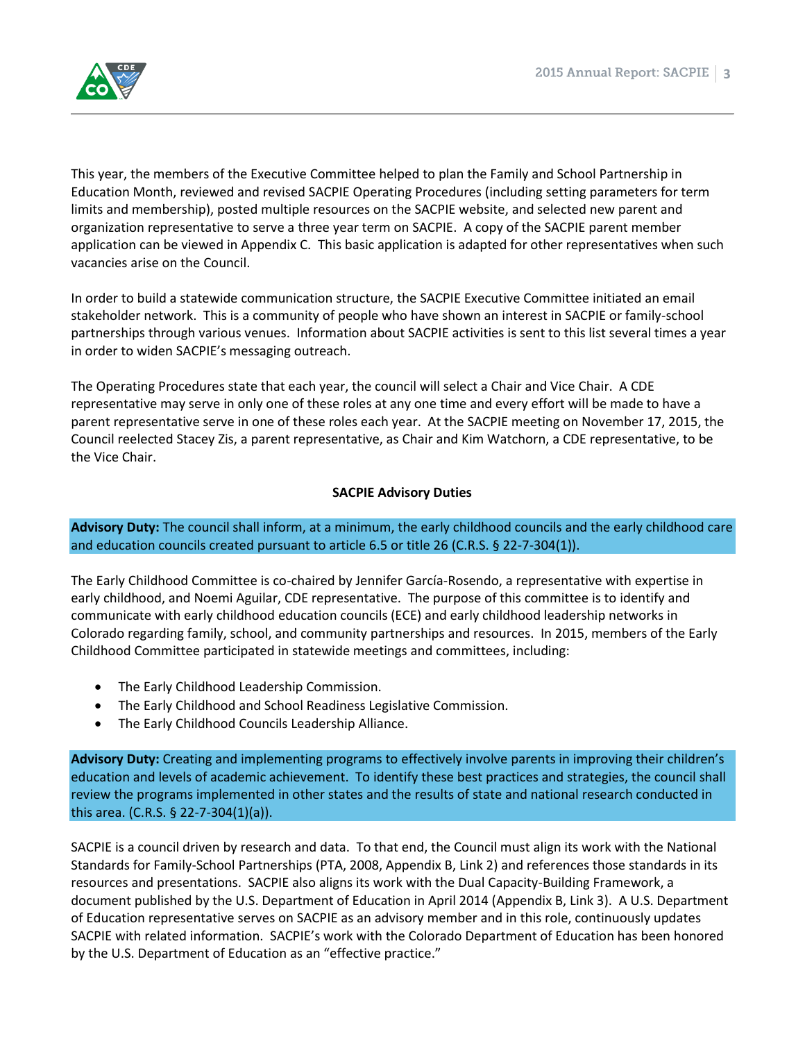This year, the members of the Executive Committee helped to plan the Family and School Partnership in Education Month, reviewed and revised SACPIE Operating Procedures (including setting parameters for term limits and membership), posted multiple resources on the SACPIE website, and selected new parent and organization representative to serve a three year term on SACPIE. A copy of the SACPIE parent member application can be viewed in Appendix C. This basic application is adapted for other representatives when such vacancies arise on the Council.

In order to build a statewide communication structure, the SACPIE Executive Committee initiated an email stakeholder network. This is a community of people who have shown an interest in SACPIE or family-school partnerships through various venues. Information about SACPIE activities is sent to this list several times a year in order to widen SACPIE's messaging outreach.

The Operating Procedures state that each year, the council will select a Chair and Vice Chair. A CDE representative may serve in only one of these roles at any one time and every effort will be made to have a parent representative serve in one of these roles each year. At the SACPIE meeting on November 17, 2015, the Council reelected Stacey Zis, a parent representative, as Chair and Kim Watchorn, a CDE representative, to be the Vice Chair.

## SACPIE Advisory Duties

**Advisory Duty:** The council shall inform, at a minimum, the early childhood councils and the early childhood care and education councils created pursuant to article 6.5 or title 26 (C.R.S. § 22-7-304(1)).

The Early Childhood Committee is co-chaired by Jennifer García-Rosendo, a representative with expertise in early childhood, and Noemi Aguilar, CDE representative. The purpose of this committee is to identify and communicate with early childhood education councils (ECE) and early childhood leadership networks in Colorado regarding family, school, and community partnerships and resources. In 2015, members of the Early Childhood Committee participated in statewide meetings and committees, including:

- The Early Childhood Leadership Commission.
- The Early Childhood and School Readiness Legislative Commission.
- The Early Childhood Councils Leadership Alliance.

**Advisory Duty:** Creating and implementing programs to effectively involve parents in improving their children's education and levels of academic achievement. To identify these best practices and strategies, the council shall review the programs implemented in other states and the results of state and national research conducted in this area. (C.R.S. § 22-7-304(1)(a)).

SACPIE is a council driven by research and data. To that end, the Council must align its work with the National Standards for Family-School Partnerships (PTA, 2008, Appendix B, Link 2) and references those standards in its resources and presentations. SACPIE also aligns its work with the Dual Capacity-Building Framework, a document published by the U.S. Department of Education in April 2014 (Appendix B, Link 3). A U.S. Department of Education representative serves on SACPIE as an advisory member and in this role, continuously updates SACPIE with related information. SACPIE's work with the Colorado Department of Education has been honored by the U.S. Department of Education as an "effective practice."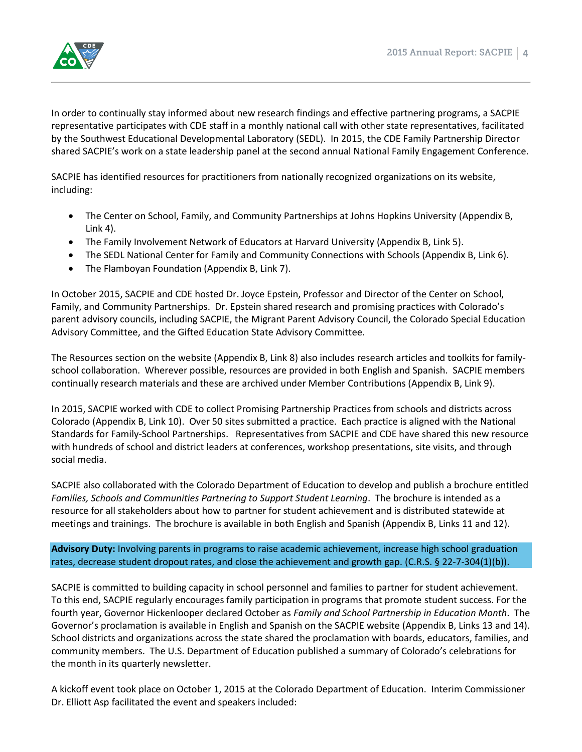In order to continually stay informed about new research findings and effective partnering programs, a SACPIE representative participates with CDE staff in a monthly national call with other state representatives, facilitated by the Southwest Educational Developmental Laboratory (SEDL). In 2015, the CDE Family Partnership Director shared SACPIE's work on a state leadership panel at the second annual National Family Engagement Conference.

SACPIE has identified resources for practitioners from nationally recognized organizations on its website, including:

- The Center on School, Family, and Community Partnerships at Johns Hopkins University (Appendix B, Link 4).
- The Family Involvement Network of Educators at Harvard University (Appendix B, Link 5).
- The SEDL National Center for Family and Community Connections with Schools (Appendix B, Link 6).
- The Flamboyan Foundation (Appendix B, Link 7).

In October 2015, SACPIE and CDE hosted Dr. Joyce Epstein, Professor and Director of the Center on School, Family, and Community Partnerships. Dr. Epstein shared research and promising practices with Colorado's parent advisory councils, including SACPIE, the Migrant Parent Advisory Council, the Colorado Special Education Advisory Committee, and the Gifted Education State Advisory Committee.

The Resources section on the website (Appendix B, Link 8) also includes research articles and toolkits for family-school collaboration. Wherever possible, resources are provided in both English and Spanish. SACPIE members continually research materials and these are archived under Member Contributions (Appendix B, Link 9).

In 2015, SACPIE worked with CDE to collect Promising Partnership Practices from schools and districts across Colorado (Appendix B, Link 10). Over 50 sites submitted a practice. Each practice is aligned with the National Standards for Family-School Partnerships. Representatives from SACPIE and CDE have shared this new resource with hundreds of school and district leaders at conferences, workshop presentations, site visits, and through social media.

SACPIE also collaborated with the Colorado Department of Education to develop and publish a brochure entitled *Families, Schools and Communities Partnering to Support Student Learning*. The brochure is intended as a resource for all stakeholders about how to partner for student achievement and is distributed statewide at meetings and trainings. The brochure is available in both English and Spanish (Appendix B, Links 11 and 12).

**Advisory Duty:** Involving parents in programs to raise academic achievement, increase high school graduation rates, decrease student dropout rates, and close the achievement and growth gap. (C.R.S. § 22-7-304(1)(b)).

SACPIE is committed to building capacity in school personnel and families to partner for student achievement. To this end, SACPIE regularly encourages family participation in programs that promote student success. For the fourth year, Governor Hickenlooper declared October as *Family and School Partnership in Education Month*. The Governor's proclamation is available in English and Spanish on the SACPIE website (Appendix B, Links 13 and 14). School districts and organizations across the state shared the proclamation with boards, educators, families, and community members. The U.S. Department of Education published a summary of Colorado's celebrations for the month in its quarterly newsletter.

A kickoff event took place on October 1, 2015 at the Colorado Department of Education. Interim Commissioner Dr. Elliott Asp facilitated the event and speakers included: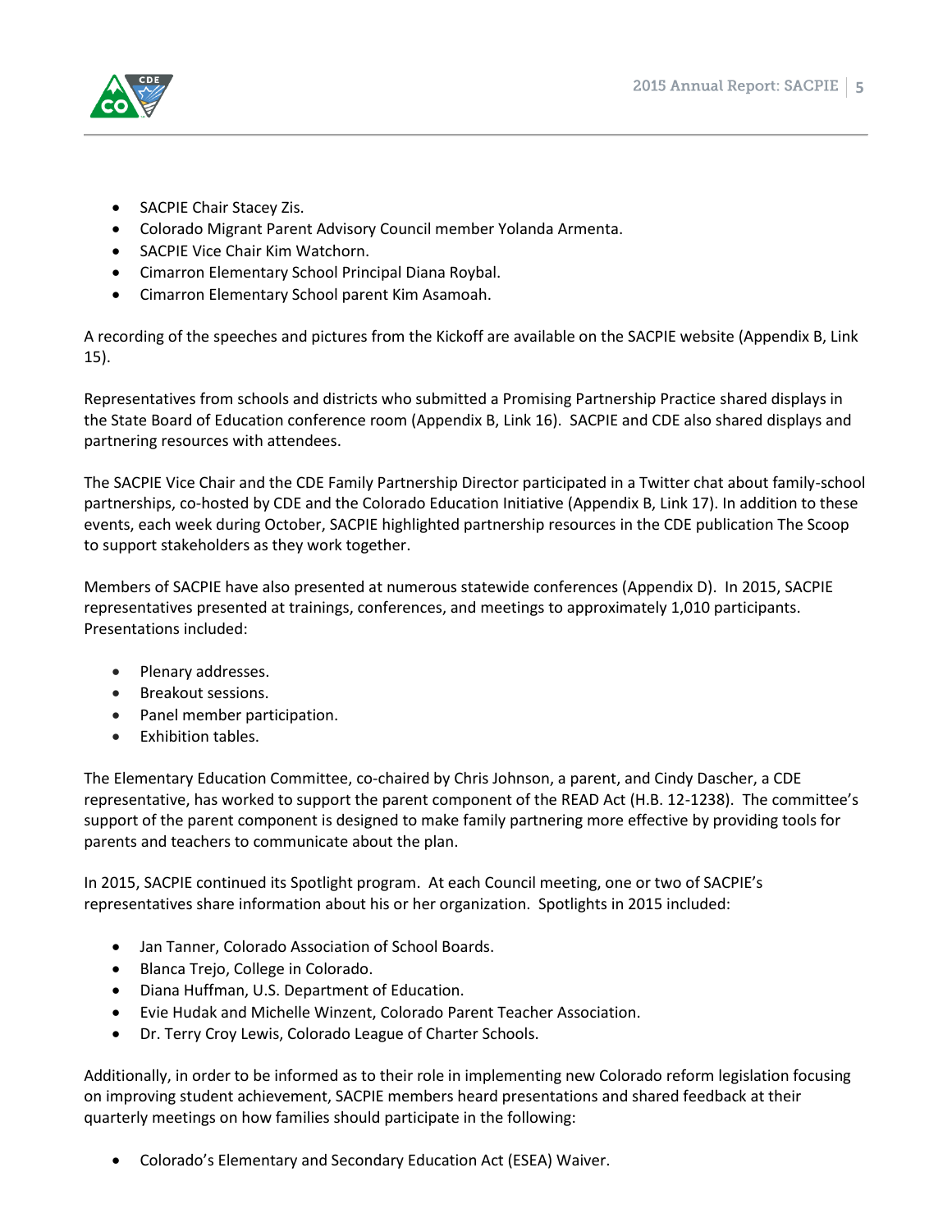- SACPIE Chair Stacey Zis.
- Colorado Migrant Parent Advisory Council member Yolanda Armenta.
- SACPIE Vice Chair Kim Watchorn.
- Cimarron Elementary School Principal Diana Roybal.
- Cimarron Elementary School parent Kim Asamoah.

A recording of the speeches and pictures from the Kickoff are available on the SACPIE website (Appendix B, Link 15).

Representatives from schools and districts who submitted a Promising Partnership Practice shared displays in the State Board of Education conference room (Appendix B, Link 16). SACPIE and CDE also shared displays and partnering resources with attendees.

The SACPIE Vice Chair and the CDE Family Partnership Director participated in a Twitter chat about family-school partnerships, co-hosted by CDE and the Colorado Education Initiative (Appendix B, Link 17). In addition to these events, each week during October, SACPIE highlighted partnership resources in the CDE publication The Scoop to support stakeholders as they work together.

Members of SACPIE have also presented at numerous statewide conferences (Appendix D). In 2015, SACPIE representatives presented at trainings, conferences, and meetings to approximately 1,010 participants. Presentations included:

- Plenary addresses.
- Breakout sessions.
- Panel member participation.
- Exhibition tables.

The Elementary Education Committee, co-chaired by Chris Johnson, a parent, and Cindy Dascher, a CDE representative, has worked to support the parent component of the READ Act (H.B. 12-1238). The committee's support of the parent component is designed to make family partnering more effective by providing tools for parents and teachers to communicate about the plan.

In 2015, SACPIE continued its Spotlight program. At each Council meeting, one or two of SACPIE's representatives share information about his or her organization. Spotlights in 2015 included:

- Jan Tanner, Colorado Association of School Boards.
- Blanca Trejo, College in Colorado.
- Diana Huffman, U.S. Department of Education.
- Evie Hudak and Michelle Winzent, Colorado Parent Teacher Association.
- Dr. Terry Croy Lewis, Colorado League of Charter Schools.

Additionally, in order to be informed as to their role in implementing new Colorado reform legislation focusing on improving student achievement, SACPIE members heard presentations and shared feedback at their quarterly meetings on how families should participate in the following:

- Colorado's Elementary and Secondary Education Act (ESEA) Waiver.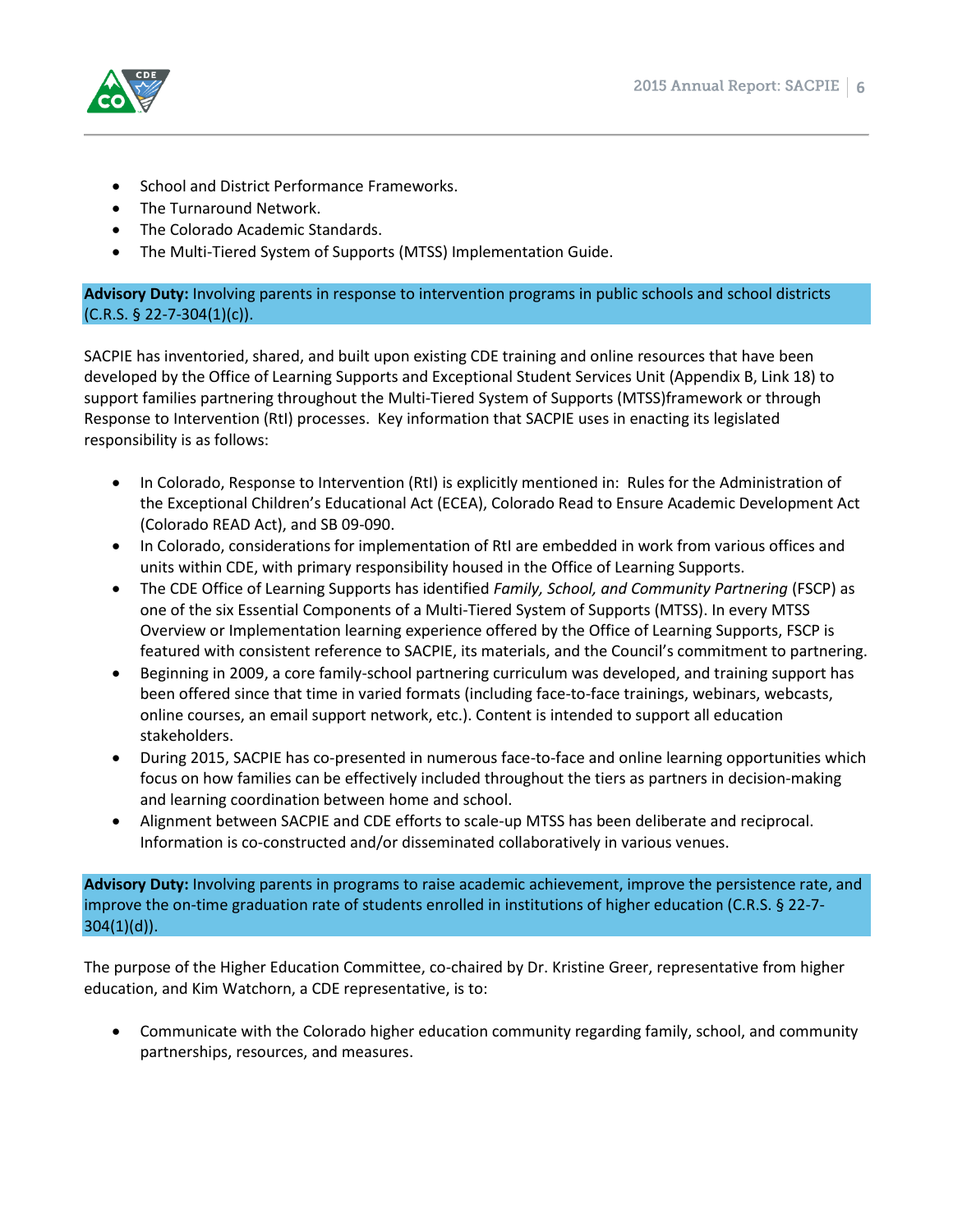- School and District Performance Frameworks.
- The Turnaround Network.
- The Colorado Academic Standards.
- The Multi-Tiered System of Supports (MTSS) Implementation Guide.

**Advisory Duty:** Involving parents in response to intervention programs in public schools and school districts (C.R.S. § 22-7-304(1)(c)).

SACPIE has inventoried, shared, and built upon existing CDE training and online resources that have been developed by the Office of Learning Supports and Exceptional Student Services Unit (Appendix B, Link 18) to support families partnering throughout the Multi-Tiered System of Supports (MTSS)framework or through Response to Intervention (RtI) processes. Key information that SACPIE uses in enacting its legislated responsibility is as follows:

- In Colorado, Response to Intervention (RtI) is explicitly mentioned in: Rules for the Administration of the Exceptional Children's Educational Act (ECEA), Colorado Read to Ensure Academic Development Act (Colorado READ Act), and SB 09-090.
- In Colorado, considerations for implementation of RtI are embedded in work from various offices and units within CDE, with primary responsibility housed in the Office of Learning Supports.
- The CDE Office of Learning Supports has identified *Family, School, and Community Partnering* (FSCP) as one of the six Essential Components of a Multi-Tiered System of Supports (MTSS). In every MTSS Overview or Implementation learning experience offered by the Office of Learning Supports, FSCP is featured with consistent reference to SACPIE, its materials, and the Council's commitment to partnering.
- Beginning in 2009, a core family-school partnering curriculum was developed, and training support has been offered since that time in varied formats (including face-to-face trainings, webinars, webcasts, online courses, an email support network, etc.). Content is intended to support all education stakeholders.
- During 2015, SACPIE has co-presented in numerous face-to-face and online learning opportunities which focus on how families can be effectively included throughout the tiers as partners in decision-making and learning coordination between home and school.
- Alignment between SACPIE and CDE efforts to scale-up MTSS has been deliberate and reciprocal. Information is co-constructed and/or disseminated collaboratively in various venues.

**Advisory Duty:** Involving parents in programs to raise academic achievement, improve the persistence rate, and improve the on-time graduation rate of students enrolled in institutions of higher education (C.R.S. § 22-7-304(1)(d)).

The purpose of the Higher Education Committee, co-chaired by Dr. Kristine Greer, representative from higher education, and Kim Watchorn, a CDE representative, is to:

- Communicate with the Colorado higher education community regarding family, school, and community partnerships, resources, and measures.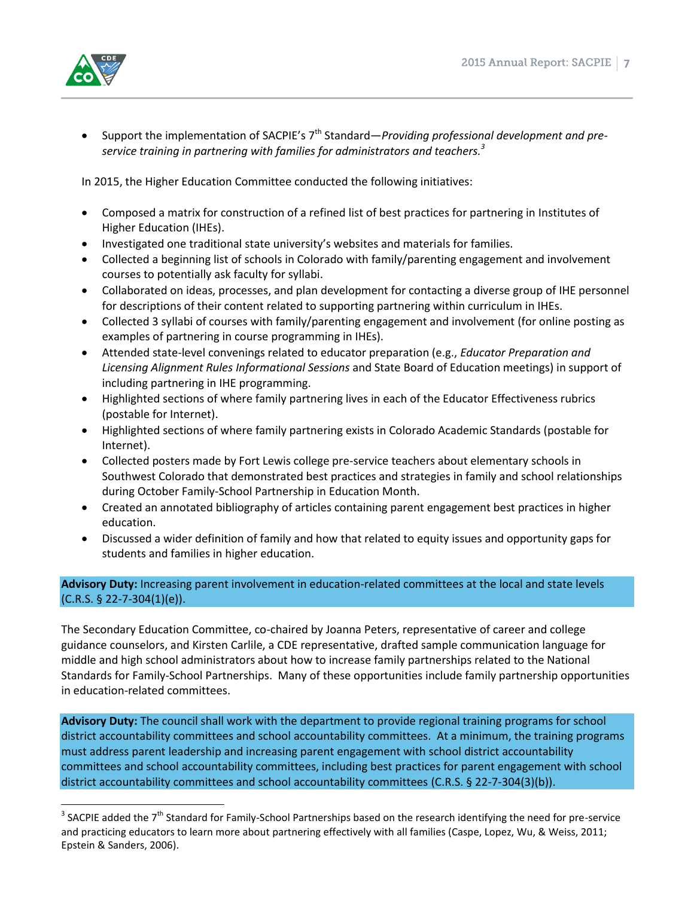- Support the implementation of SACPIE's 7th Standard—*Providing professional development and pre-service training in partnering with families for administrators and teachers.*[3]

In 2015, the Higher Education Committee conducted the following initiatives:

- Composed a matrix for construction of a refined list of best practices for partnering in Institutes of Higher Education (IHEs).
- Investigated one traditional state university's websites and materials for families.
- Collected a beginning list of schools in Colorado with family/parenting engagement and involvement courses to potentially ask faculty for syllabi.
- Collaborated on ideas, processes, and plan development for contacting a diverse group of IHE personnel for descriptions of their content related to supporting partnering within curriculum in IHEs.
- Collected 3 syllabi of courses with family/parenting engagement and involvement (for online posting as examples of partnering in course programming in IHEs).
- Attended state-level convenings related to educator preparation (e.g., *Educator Preparation and Licensing Alignment Rules Informational Sessions* and State Board of Education meetings) in support of including partnering in IHE programming.
- Highlighted sections of where family partnering lives in each of the Educator Effectiveness rubrics (postable for Internet).
- Highlighted sections of where family partnering exists in Colorado Academic Standards (postable for Internet).
- Collected posters made by Fort Lewis college pre-service teachers about elementary schools in Southwest Colorado that demonstrated best practices and strategies in family and school relationships during October Family-School Partnership in Education Month.
- Created an annotated bibliography of articles containing parent engagement best practices in higher education.
- Discussed a wider definition of family and how that related to equity issues and opportunity gaps for students and families in higher education.

**Advisory Duty:** Increasing parent involvement in education-related committees at the local and state levels (C.R.S. § 22-7-304(1)(e)).

The Secondary Education Committee, co-chaired by Joanna Peters, representative of career and college guidance counselors, and Kirsten Carlile, a CDE representative, drafted sample communication language for middle and high school administrators about how to increase family partnerships related to the National Standards for Family-School Partnerships. Many of these opportunities include family partnership opportunities in education-related committees.

**Advisory Duty:** The council shall work with the department to provide regional training programs for school district accountability committees and school accountability committees. At a minimum, the training programs must address parent leadership and increasing parent engagement with school district accountability committees and school accountability committees, including best practices for parent engagement with school district accountability committees and school accountability committees (C.R.S. § 22-7-304(3)(b)).

[3] SACPIE added the 7th Standard for Family-School Partnerships based on the research identifying the need for pre-service and practicing educators to learn more about partnering effectively with all families (Caspe, Lopez, Wu, & Weiss, 2011; Epstein & Sanders, 2006).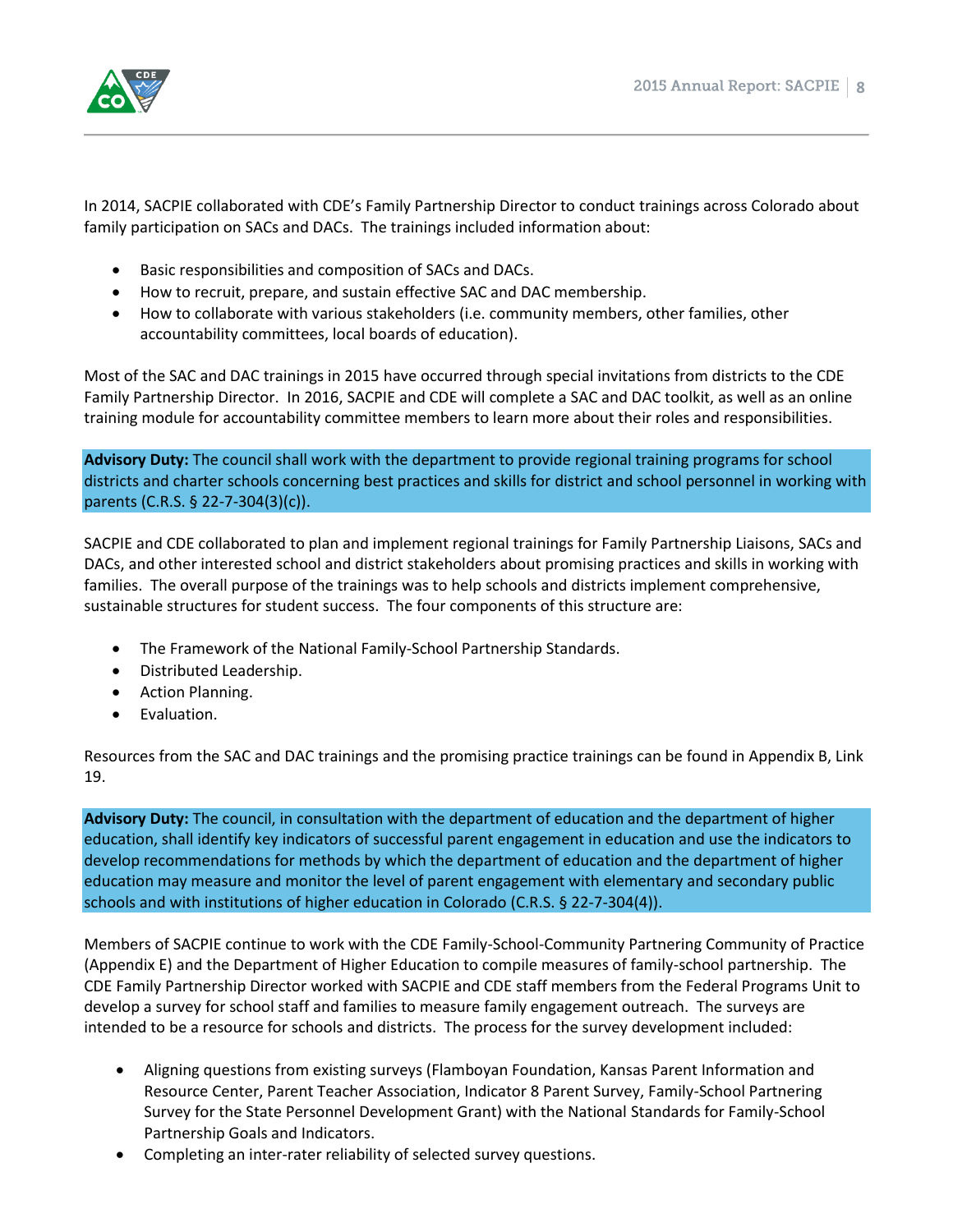In 2014, SACPIE collaborated with CDE's Family Partnership Director to conduct trainings across Colorado about family participation on SACs and DACs. The trainings included information about:

- Basic responsibilities and composition of SACs and DACs.
- How to recruit, prepare, and sustain effective SAC and DAC membership.
- How to collaborate with various stakeholders (i.e. community members, other families, other accountability committees, local boards of education).

Most of the SAC and DAC trainings in 2015 have occurred through special invitations from districts to the CDE Family Partnership Director. In 2016, SACPIE and CDE will complete a SAC and DAC toolkit, as well as an online training module for accountability committee members to learn more about their roles and responsibilities.

**Advisory Duty:** The council shall work with the department to provide regional training programs for school districts and charter schools concerning best practices and skills for district and school personnel in working with parents (C.R.S. § 22-7-304(3)(c)).

SACPIE and CDE collaborated to plan and implement regional trainings for Family Partnership Liaisons, SACs and DACs, and other interested school and district stakeholders about promising practices and skills in working with families. The overall purpose of the trainings was to help schools and districts implement comprehensive, sustainable structures for student success. The four components of this structure are:

- The Framework of the National Family-School Partnership Standards.
- Distributed Leadership.
- Action Planning.
- Evaluation.

Resources from the SAC and DAC trainings and the promising practice trainings can be found in Appendix B, Link 19.

**Advisory Duty:** The council, in consultation with the department of education and the department of higher education, shall identify key indicators of successful parent engagement in education and use the indicators to develop recommendations for methods by which the department of education and the department of higher education may measure and monitor the level of parent engagement with elementary and secondary public schools and with institutions of higher education in Colorado (C.R.S. § 22-7-304(4)).

Members of SACPIE continue to work with the CDE Family-School-Community Partnering Community of Practice (Appendix E) and the Department of Higher Education to compile measures of family-school partnership. The CDE Family Partnership Director worked with SACPIE and CDE staff members from the Federal Programs Unit to develop a survey for school staff and families to measure family engagement outreach. The surveys are intended to be a resource for schools and districts. The process for the survey development included:

- Aligning questions from existing surveys (Flamboyan Foundation, Kansas Parent Information and Resource Center, Parent Teacher Association, Indicator 8 Parent Survey, Family-School Partnering Survey for the State Personnel Development Grant) with the National Standards for Family-School Partnership Goals and Indicators.
- Completing an inter-rater reliability of selected survey questions.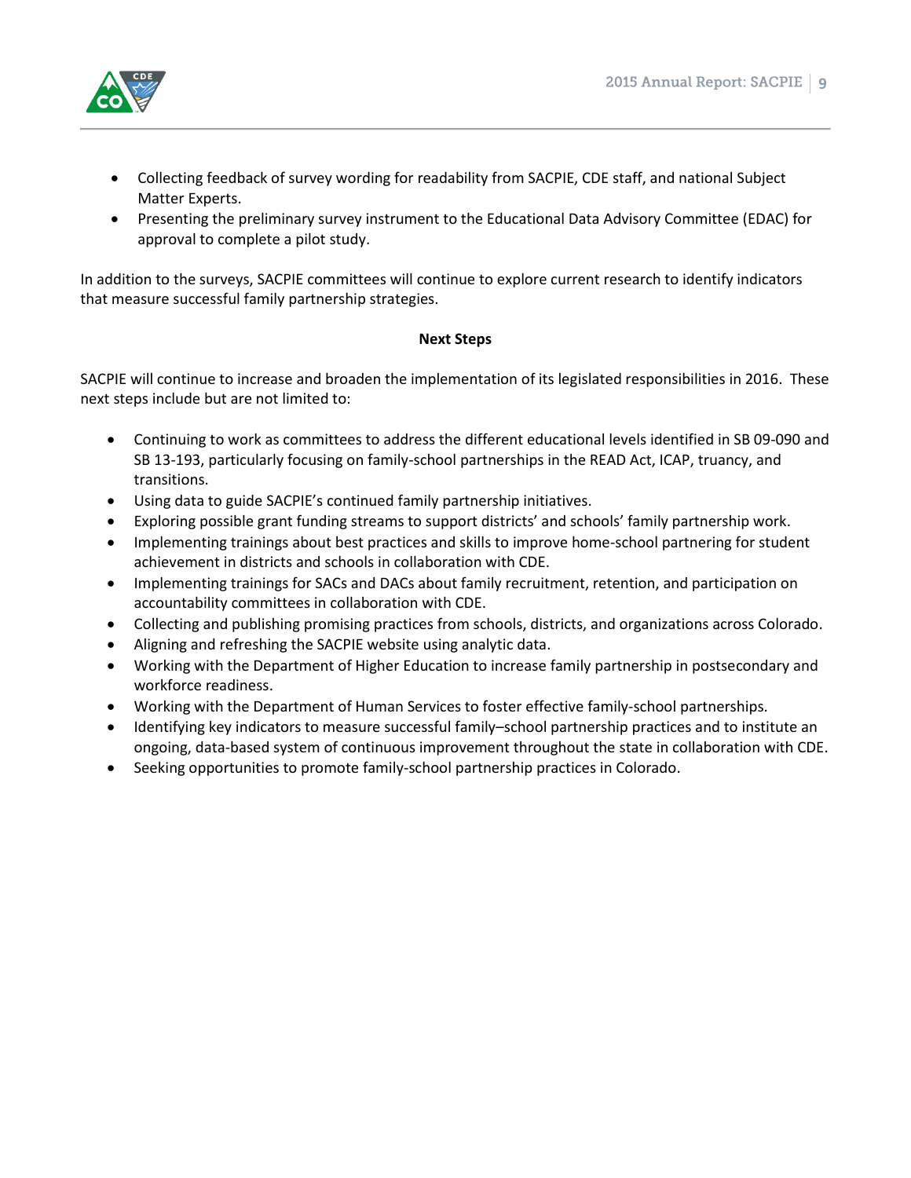- Collecting feedback of survey wording for readability from SACPIE, CDE staff, and national Subject Matter Experts.
- Presenting the preliminary survey instrument to the Educational Data Advisory Committee (EDAC) for approval to complete a pilot study.

In addition to the surveys, SACPIE committees will continue to explore current research to identify indicators that measure successful family partnership strategies.

**Next Steps**

SACPIE will continue to increase and broaden the implementation of its legislated responsibilities in 2016. These next steps include but are not limited to:

- Continuing to work as committees to address the different educational levels identified in SB 09-090 and SB 13-193, particularly focusing on family-school partnerships in the READ Act, ICAP, truancy, and transitions.
- Using data to guide SACPIE's continued family partnership initiatives.
- Exploring possible grant funding streams to support districts' and schools' family partnership work.
- Implementing trainings about best practices and skills to improve home-school partnering for student achievement in districts and schools in collaboration with CDE.
- Implementing trainings for SACs and DACs about family recruitment, retention, and participation on accountability committees in collaboration with CDE.
- Collecting and publishing promising practices from schools, districts, and organizations across Colorado.
- Aligning and refreshing the SACPIE website using analytic data.
- Working with the Department of Higher Education to increase family partnership in postsecondary and workforce readiness.
- Working with the Department of Human Services to foster effective family-school partnerships.
- Identifying key indicators to measure successful family–school partnership practices and to institute an ongoing, data-based system of continuous improvement throughout the state in collaboration with CDE.
- Seeking opportunities to promote family-school partnership practices in Colorado.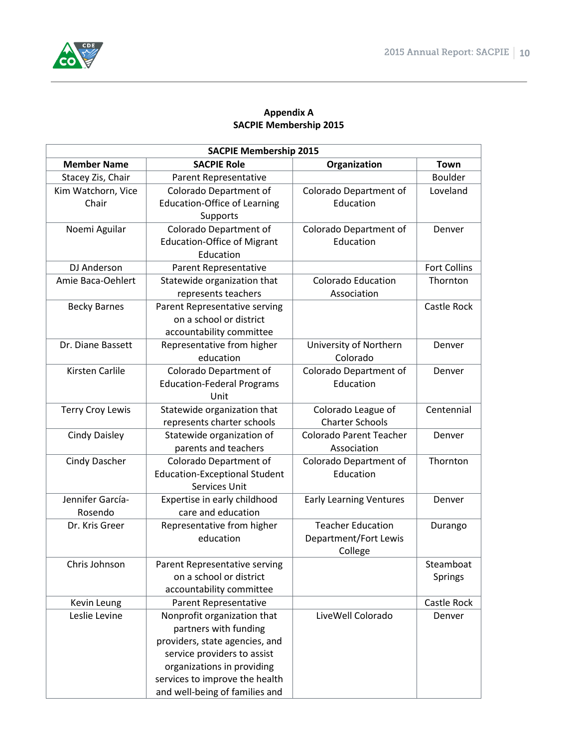**Appendix A**
**SACPIE Membership 2015**

| SACPIE Membership 2015 | | | |
|---|---|---|---|
| **Member Name** | **SACPIE Role** | **Organization** | **Town** |
| Stacey Zis, Chair | Parent Representative | | Boulder |
| Kim Watchorn, Vice Chair | Colorado Department of Education-Office of Learning Supports | Colorado Department of Education | Loveland |
| Noemi Aguilar | Colorado Department of Education-Office of Migrant Education | Colorado Department of Education | Denver |
| DJ Anderson | Parent Representative | | Fort Collins |
| Amie Baca-Oehlert | Statewide organization that represents teachers | Colorado Education Association | Thornton |
| Becky Barnes | Parent Representative serving on a school or district accountability committee | | Castle Rock |
| Dr. Diane Bassett | Representative from higher education | University of Northern Colorado | Denver |
| Kirsten Carlile | Colorado Department of Education-Federal Programs Unit | Colorado Department of Education | Denver |
| Terry Croy Lewis | Statewide organization that represents charter schools | Colorado League of Charter Schools | Centennial |
| Cindy Daisley | Statewide organization of parents and teachers | Colorado Parent Teacher Association | Denver |
| Cindy Dascher | Colorado Department of Education-Exceptional Student Services Unit | Colorado Department of Education | Thornton |
| Jennifer García-Rosendo | Expertise in early childhood care and education | Early Learning Ventures | Denver |
| Dr. Kris Greer | Representative from higher education | Teacher Education Department/Fort Lewis College | Durango |
| Chris Johnson | Parent Representative serving on a school or district accountability committee | | Steamboat Springs |
| Kevin Leung | Parent Representative | | Castle Rock |
| Leslie Levine | Nonprofit organization that partners with funding providers, state agencies, and service providers to assist organizations in providing services to improve the health and well-being of families and | LiveWell Colorado | Denver |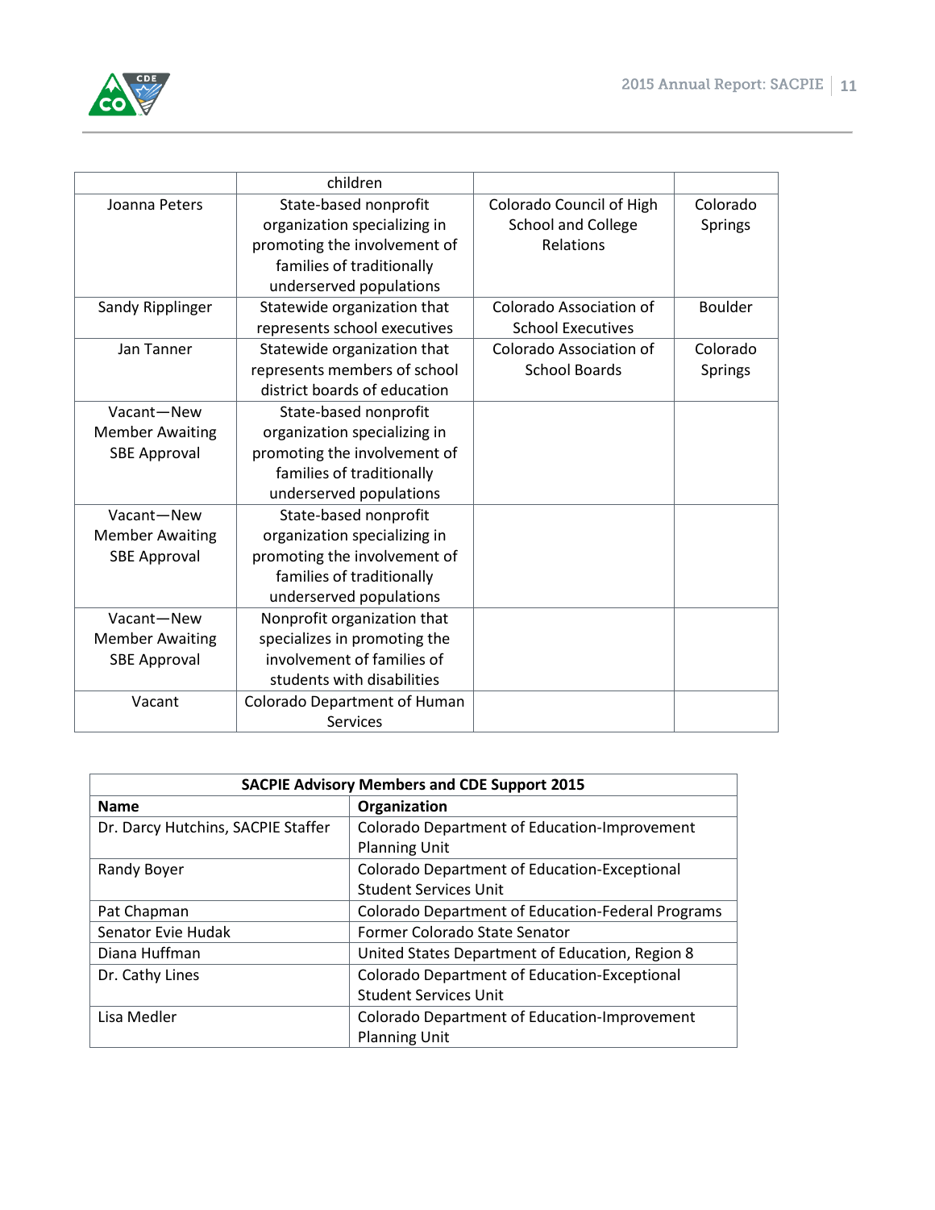| | | | |
|---|---|---|---|
| | children | | |
| Joanna Peters | State-based nonprofit organization specializing in promoting the involvement of families of traditionally underserved populations | Colorado Council of High School and College Relations | Colorado Springs |
| Sandy Ripplinger | Statewide organization that represents school executives | Colorado Association of School Executives | Boulder |
| Jan Tanner | Statewide organization that represents members of school district boards of education | Colorado Association of School Boards | Colorado Springs |
| Vacant—New Member Awaiting SBE Approval | State-based nonprofit organization specializing in promoting the involvement of families of traditionally underserved populations | | |
| Vacant—New Member Awaiting SBE Approval | State-based nonprofit organization specializing in promoting the involvement of families of traditionally underserved populations | | |
| Vacant—New Member Awaiting SBE Approval | Nonprofit organization that specializes in promoting the involvement of families of students with disabilities | | |
| Vacant | Colorado Department of Human Services | | |

| SACPIE Advisory Members and CDE Support 2015 | |
|---|---|
| **Name** | **Organization** |
| Dr. Darcy Hutchins, SACPIE Staffer | Colorado Department of Education-Improvement Planning Unit |
| Randy Boyer | Colorado Department of Education-Exceptional Student Services Unit |
| Pat Chapman | Colorado Department of Education-Federal Programs |
| Senator Evie Hudak | Former Colorado State Senator |
| Diana Huffman | United States Department of Education, Region 8 |
| Dr. Cathy Lines | Colorado Department of Education-Exceptional Student Services Unit |
| Lisa Medler | Colorado Department of Education-Improvement Planning Unit |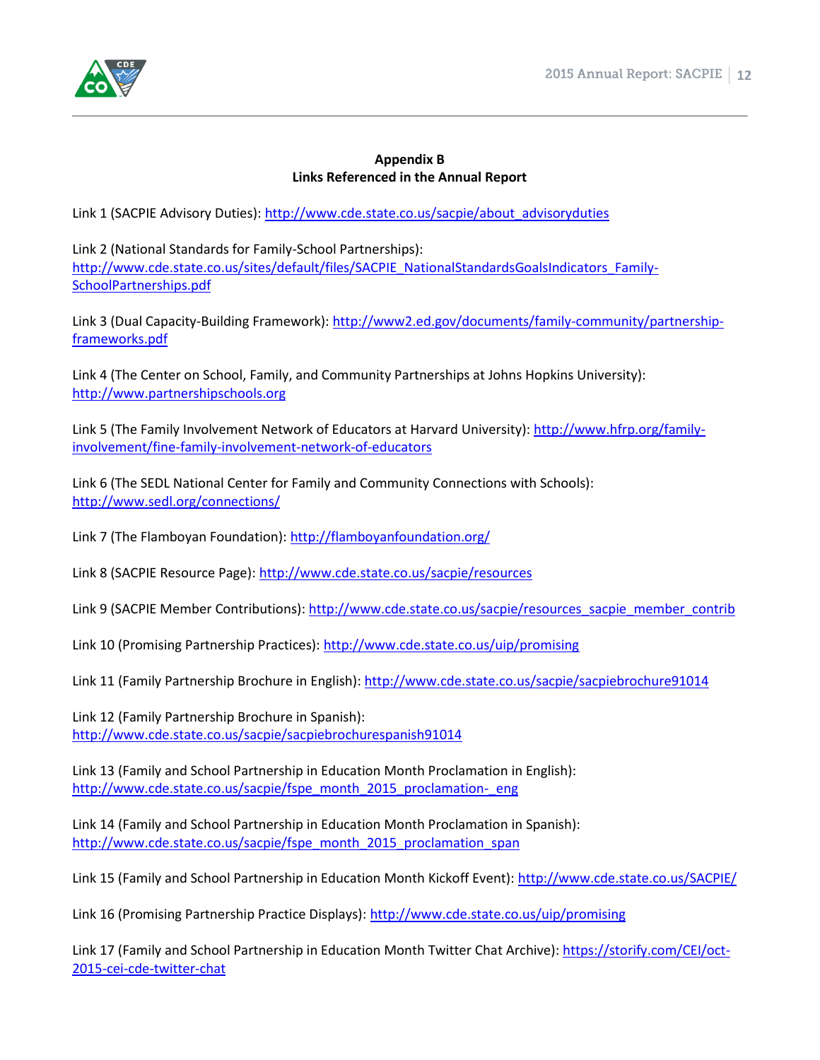## Appendix B
## Links Referenced in the Annual Report

Link 1 (SACPIE Advisory Duties): http://www.cde.state.co.us/sacpie/about_advisoryduties

Link 2 (National Standards for Family-School Partnerships): http://www.cde.state.co.us/sites/default/files/SACPIE_NationalStandardsGoalsIndicators_Family-SchoolPartnerships.pdf

Link 3 (Dual Capacity-Building Framework): http://www2.ed.gov/documents/family-community/partnership-frameworks.pdf

Link 4 (The Center on School, Family, and Community Partnerships at Johns Hopkins University): http://www.partnershipschools.org

Link 5 (The Family Involvement Network of Educators at Harvard University): http://www.hfrp.org/family-involvement/fine-family-involvement-network-of-educators

Link 6 (The SEDL National Center for Family and Community Connections with Schools): http://www.sedl.org/connections/

Link 7 (The Flamboyan Foundation): http://flamboyanfoundation.org/

Link 8 (SACPIE Resource Page): http://www.cde.state.co.us/sacpie/resources

Link 9 (SACPIE Member Contributions): http://www.cde.state.co.us/sacpie/resources_sacpie_member_contrib

Link 10 (Promising Partnership Practices): http://www.cde.state.co.us/uip/promising

Link 11 (Family Partnership Brochure in English): http://www.cde.state.co.us/sacpie/sacpiebrochure91014

Link 12 (Family Partnership Brochure in Spanish): http://www.cde.state.co.us/sacpie/sacpiebrochurespanish91014

Link 13 (Family and School Partnership in Education Month Proclamation in English): http://www.cde.state.co.us/sacpie/fspe_month_2015_proclamation-_eng

Link 14 (Family and School Partnership in Education Month Proclamation in Spanish): http://www.cde.state.co.us/sacpie/fspe_month_2015_proclamation_span

Link 15 (Family and School Partnership in Education Month Kickoff Event): http://www.cde.state.co.us/SACPIE/

Link 16 (Promising Partnership Practice Displays): http://www.cde.state.co.us/uip/promising

Link 17 (Family and School Partnership in Education Month Twitter Chat Archive): https://storify.com/CEI/oct-2015-cei-cde-twitter-chat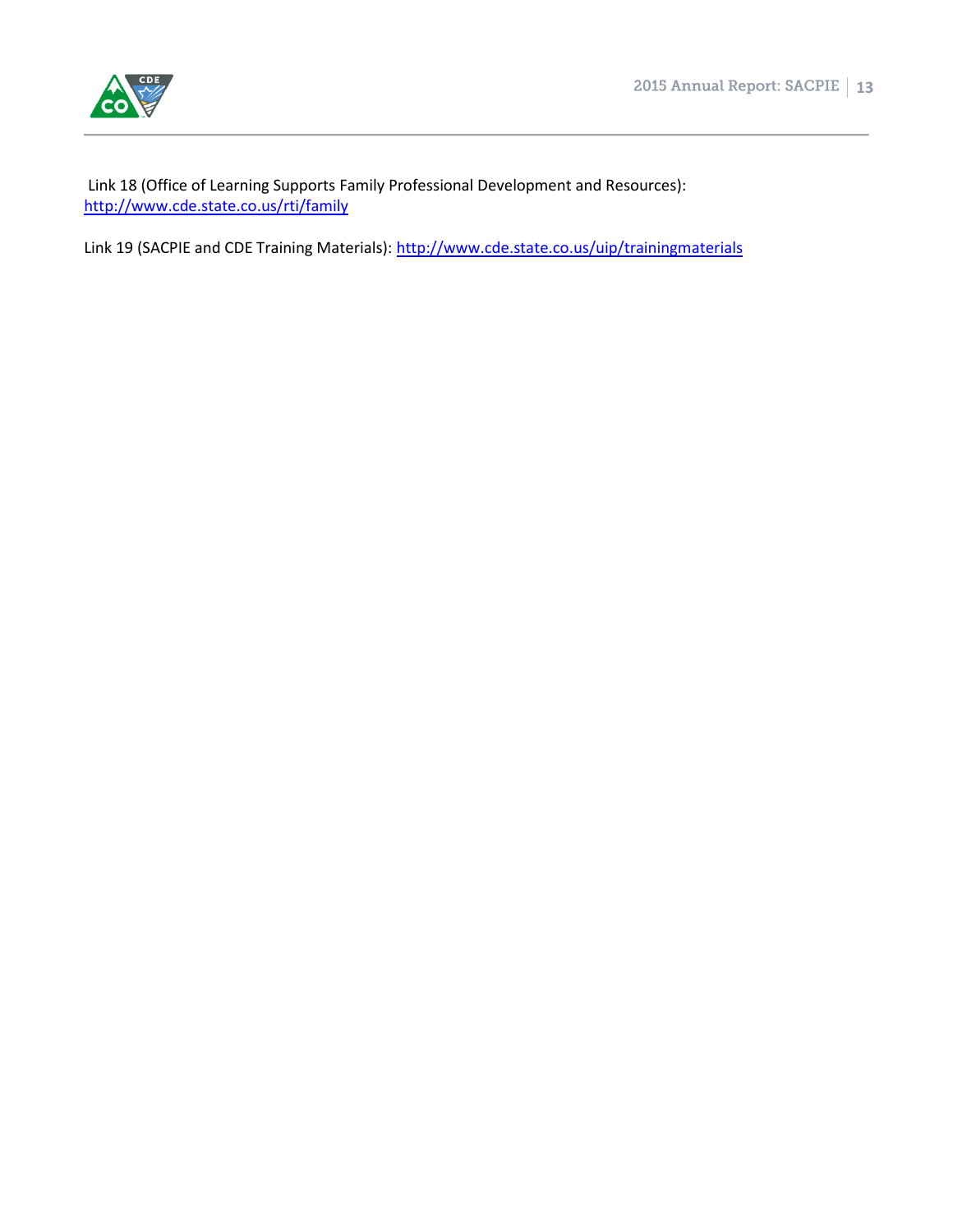Link 18 (Office of Learning Supports Family Professional Development and Resources): [http://www.cde.state.co.us/rti/family](http://www.cde.state.co.us/rti/family)

Link 19 (SACPIE and CDE Training Materials): [http://www.cde.state.co.us/uip/trainingmaterials](http://www.cde.state.co.us/uip/trainingmaterials)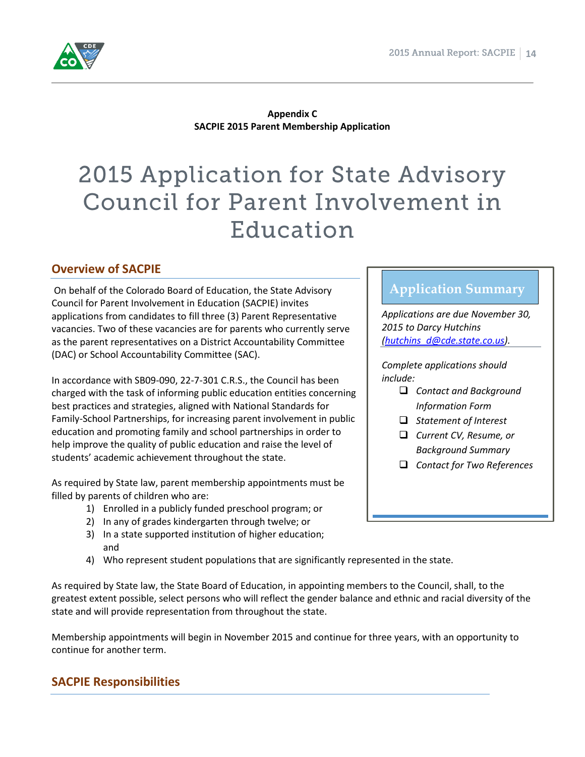**Appendix C**
**SACPIE 2015 Parent Membership Application**

# 2015 Application for State Advisory Council for Parent Involvement in Education

## Overview of SACPIE

On behalf of the Colorado Board of Education, the State Advisory Council for Parent Involvement in Education (SACPIE) invites applications from candidates to fill three (3) Parent Representative vacancies. Two of these vacancies are for parents who currently serve as the parent representatives on a District Accountability Committee (DAC) or School Accountability Committee (SAC).

In accordance with SB09-090, 22-7-301 C.R.S., the Council has been charged with the task of informing public education entities concerning best practices and strategies, aligned with National Standards for Family-School Partnerships, for increasing parent involvement in public education and promoting family and school partnerships in order to help improve the quality of public education and raise the level of students' academic achievement throughout the state.

As required by State law, parent membership appointments must be filled by parents of children who are:

1) Enrolled in a publicly funded preschool program; or
2) In any of grades kindergarten through twelve; or
3) In a state supported institution of higher education; and
4) Who represent student populations that are significantly represented in the state.

As required by State law, the State Board of Education, in appointing members to the Council, shall, to the greatest extent possible, select persons who will reflect the gender balance and ethnic and racial diversity of the state and will provide representation from throughout the state.

Membership appointments will begin in November 2015 and continue for three years, with an opportunity to continue for another term.

### Application Summary

*Applications are due November 30, 2015 to Darcy Hutchins (hutchins_d@cde.state.co.us).*

*Complete applications should include:*

- ❑ *Contact and Background Information Form*
- ❑ *Statement of Interest*
- ❑ *Current CV, Resume, or Background Summary*
- ❑ *Contact for Two References*

## SACPIE Responsibilities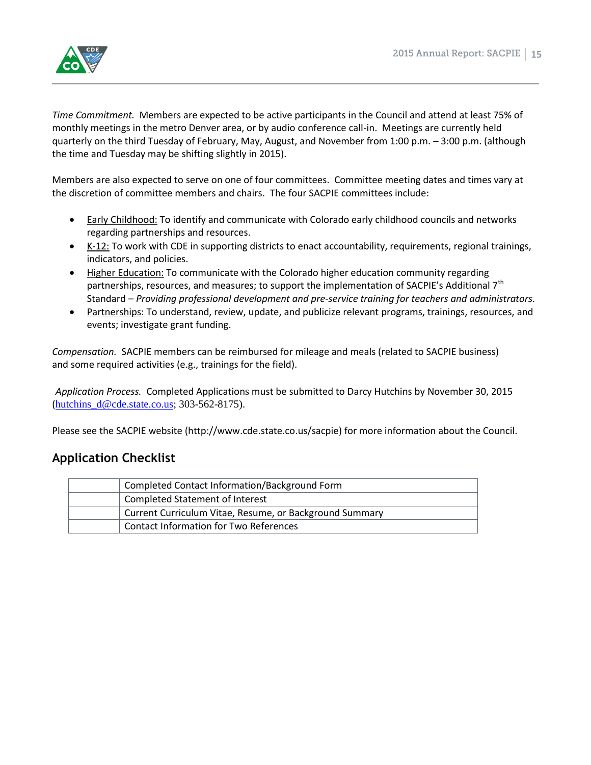*Time Commitment.* Members are expected to be active participants in the Council and attend at least 75% of monthly meetings in the metro Denver area, or by audio conference call-in. Meetings are currently held quarterly on the third Tuesday of February, May, August, and November from 1:00 p.m. – 3:00 p.m. (although the time and Tuesday may be shifting slightly in 2015).

Members are also expected to serve on one of four committees. Committee meeting dates and times vary at the discretion of committee members and chairs. The four SACPIE committees include:

- Early Childhood: To identify and communicate with Colorado early childhood councils and networks regarding partnerships and resources.
- K-12: To work with CDE in supporting districts to enact accountability, requirements, regional trainings, indicators, and policies.
- Higher Education: To communicate with the Colorado higher education community regarding partnerships, resources, and measures; to support the implementation of SACPIE's Additional 7th Standard – *Providing professional development and pre-service training for teachers and administrators.*
- Partnerships: To understand, review, update, and publicize relevant programs, trainings, resources, and events; investigate grant funding.

*Compensation.* SACPIE members can be reimbursed for mileage and meals (related to SACPIE business) and some required activities (e.g., trainings for the field).

*Application Process.* Completed Applications must be submitted to Darcy Hutchins by November 30, 2015 (hutchins_d@cde.state.co.us; 303-562-8175).

Please see the SACPIE website (http://www.cde.state.co.us/sacpie) for more information about the Council.

## Application Checklist

| | |
|---|---|
| | Completed Contact Information/Background Form |
| | Completed Statement of Interest |
| | Current Curriculum Vitae, Resume, or Background Summary |
| | Contact Information for Two References |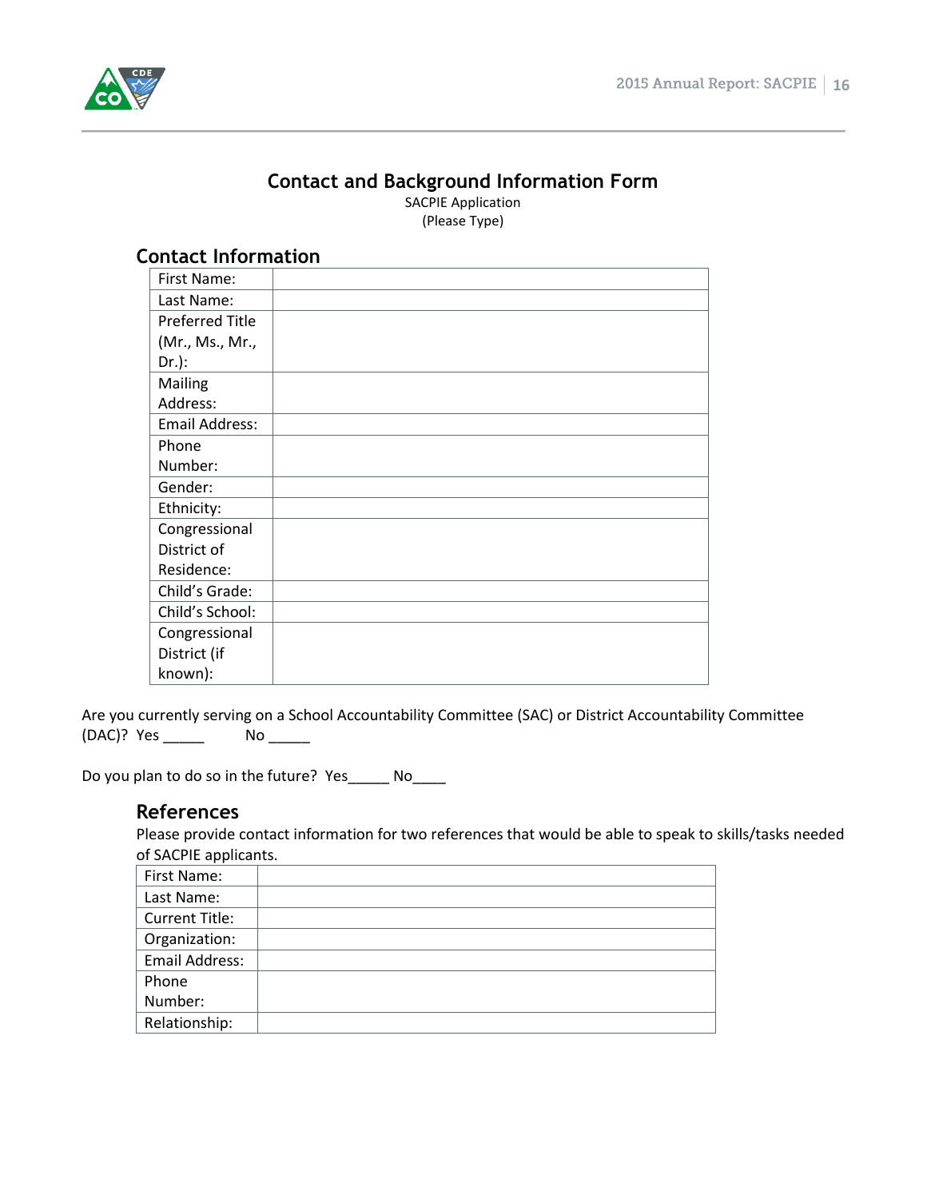# Contact and Background Information Form

SACPIE Application
(Please Type)

## Contact Information

| | |
|---|---|
| First Name: | |
| Last Name: | |
| Preferred Title (Mr., Ms., Mr., Dr.): | |
| Mailing Address: | |
| Email Address: | |
| Phone Number: | |
| Gender: | |
| Ethnicity: | |
| Congressional District of Residence: | |
| Child's Grade: | |
| Child's School: | |
| Congressional District (if known): | |

Are you currently serving on a School Accountability Committee (SAC) or District Accountability Committee (DAC)? Yes _____ No _____

Do you plan to do so in the future? Yes_____ No____

## References

Please provide contact information for two references that would be able to speak to skills/tasks needed of SACPIE applicants.

| | |
|---|---|
| First Name: | |
| Last Name: | |
| Current Title: | |
| Organization: | |
| Email Address: | |
| Phone Number: | |
| Relationship: | |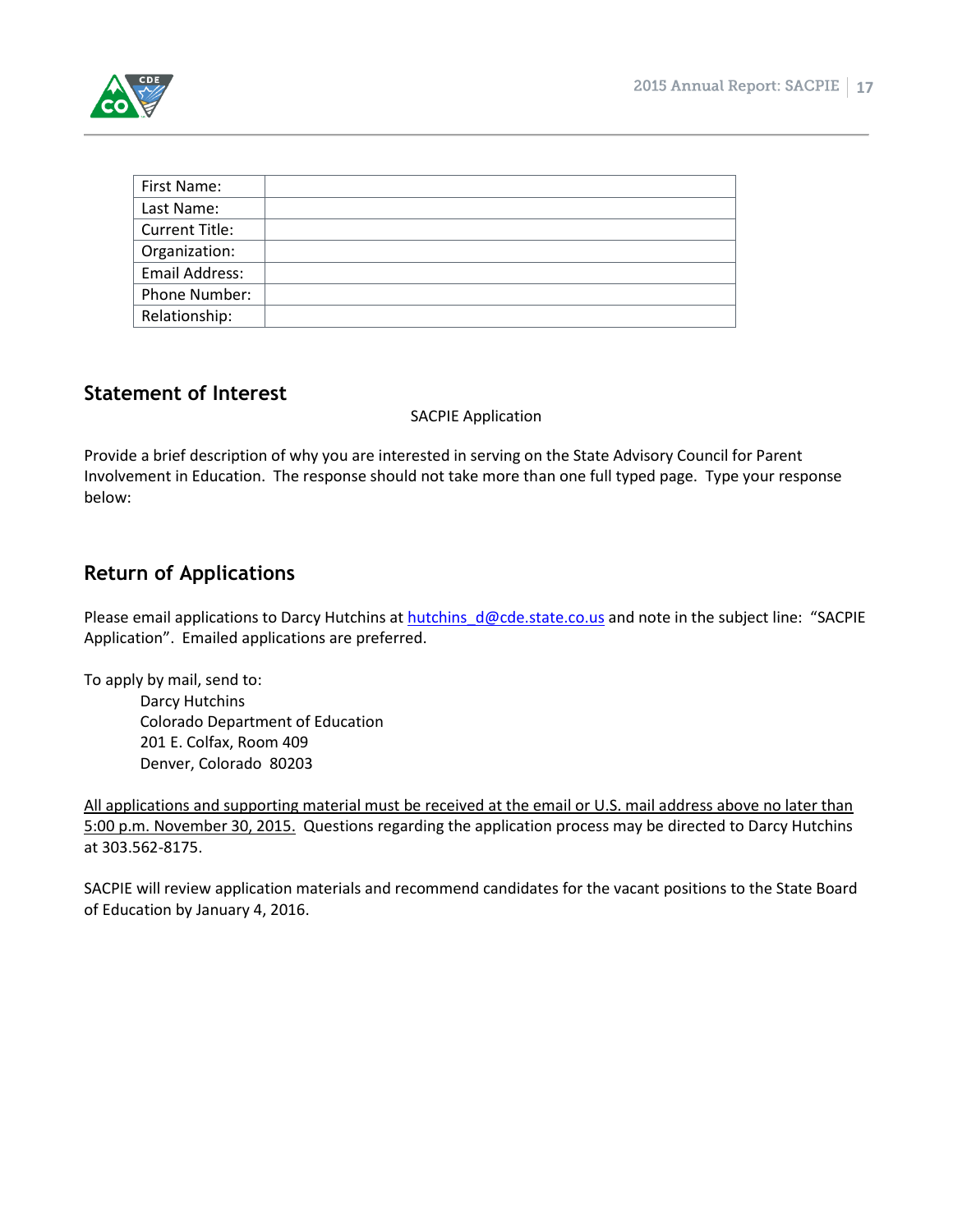| First Name: | |
|---|---|
| Last Name: | |
| Current Title: | |
| Organization: | |
| Email Address: | |
| Phone Number: | |
| Relationship: | |

## Statement of Interest

SACPIE Application

Provide a brief description of why you are interested in serving on the State Advisory Council for Parent Involvement in Education. The response should not take more than one full typed page. Type your response below:

## Return of Applications

Please email applications to Darcy Hutchins at hutchins_d@cde.state.co.us and note in the subject line: "SACPIE Application". Emailed applications are preferred.

To apply by mail, send to:

Darcy Hutchins
Colorado Department of Education
201 E. Colfax, Room 409
Denver, Colorado 80203

All applications and supporting material must be received at the email or U.S. mail address above no later than 5:00 p.m. November 30, 2015. Questions regarding the application process may be directed to Darcy Hutchins at 303.562-8175.

SACPIE will review application materials and recommend candidates for the vacant positions to the State Board of Education by January 4, 2016.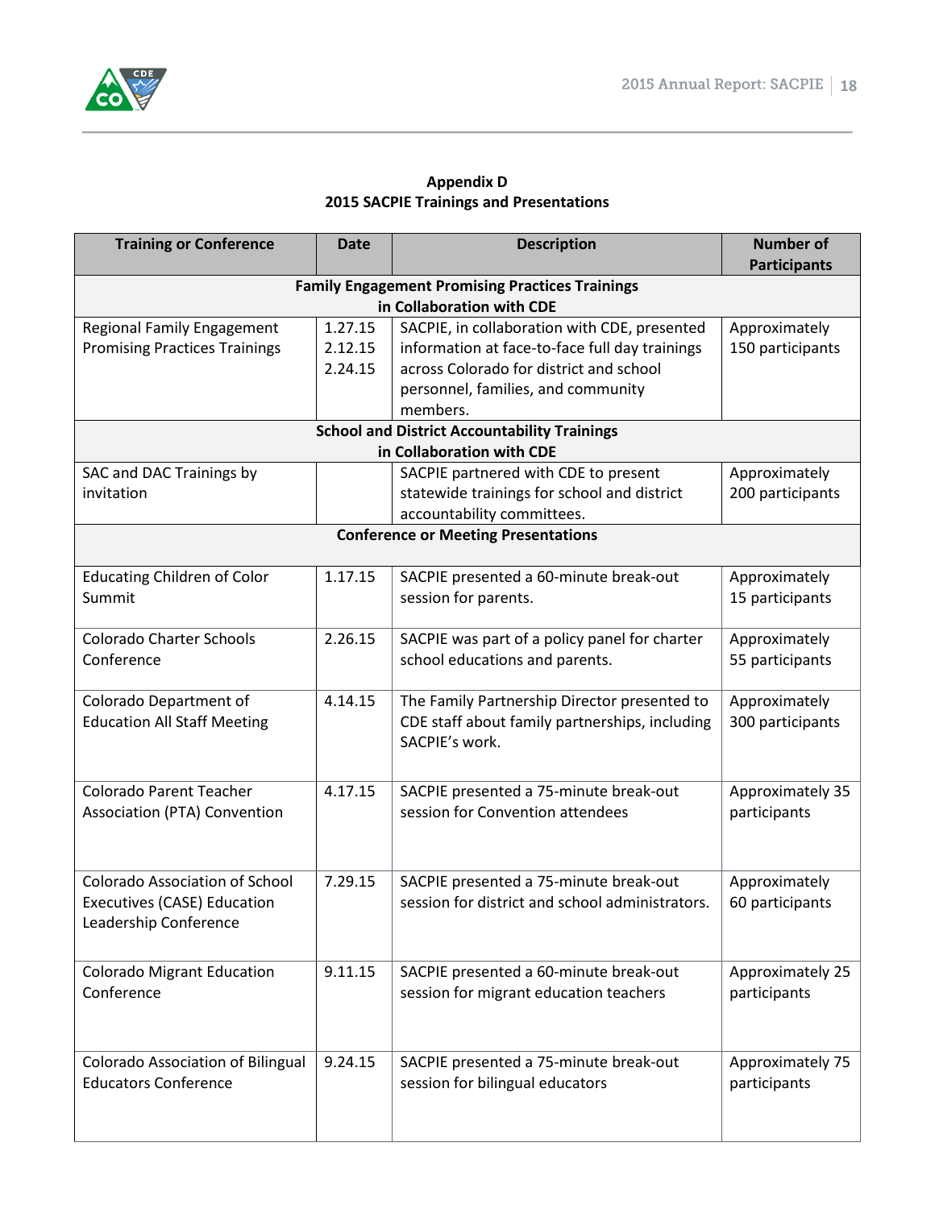## Appendix D
## 2015 SACPIE Trainings and Presentations

| Training or Conference | Date | Description | Number of Participants |
|---|---|---|---|
| **Family Engagement Promising Practices Trainings in Collaboration with CDE** | | | |
| Regional Family Engagement Promising Practices Trainings | 1.27.15 2.12.15 2.24.15 | SACPIE, in collaboration with CDE, presented information at face-to-face full day trainings across Colorado for district and school personnel, families, and community members. | Approximately 150 participants |
| **School and District Accountability Trainings in Collaboration with CDE** | | | |
| SAC and DAC Trainings by invitation | | SACPIE partnered with CDE to present statewide trainings for school and district accountability committees. | Approximately 200 participants |
| **Conference or Meeting Presentations** | | | |
| Educating Children of Color Summit | 1.17.15 | SACPIE presented a 60-minute break-out session for parents. | Approximately 15 participants |
| Colorado Charter Schools Conference | 2.26.15 | SACPIE was part of a policy panel for charter school educations and parents. | Approximately 55 participants |
| Colorado Department of Education All Staff Meeting | 4.14.15 | The Family Partnership Director presented to CDE staff about family partnerships, including SACPIE's work. | Approximately 300 participants |
| Colorado Parent Teacher Association (PTA) Convention | 4.17.15 | SACPIE presented a 75-minute break-out session for Convention attendees | Approximately 35 participants |
| Colorado Association of School Executives (CASE) Education Leadership Conference | 7.29.15 | SACPIE presented a 75-minute break-out session for district and school administrators. | Approximately 60 participants |
| Colorado Migrant Education Conference | 9.11.15 | SACPIE presented a 60-minute break-out session for migrant education teachers | Approximately 25 participants |
| Colorado Association of Bilingual Educators Conference | 9.24.15 | SACPIE presented a 75-minute break-out session for bilingual educators | Approximately 75 participants |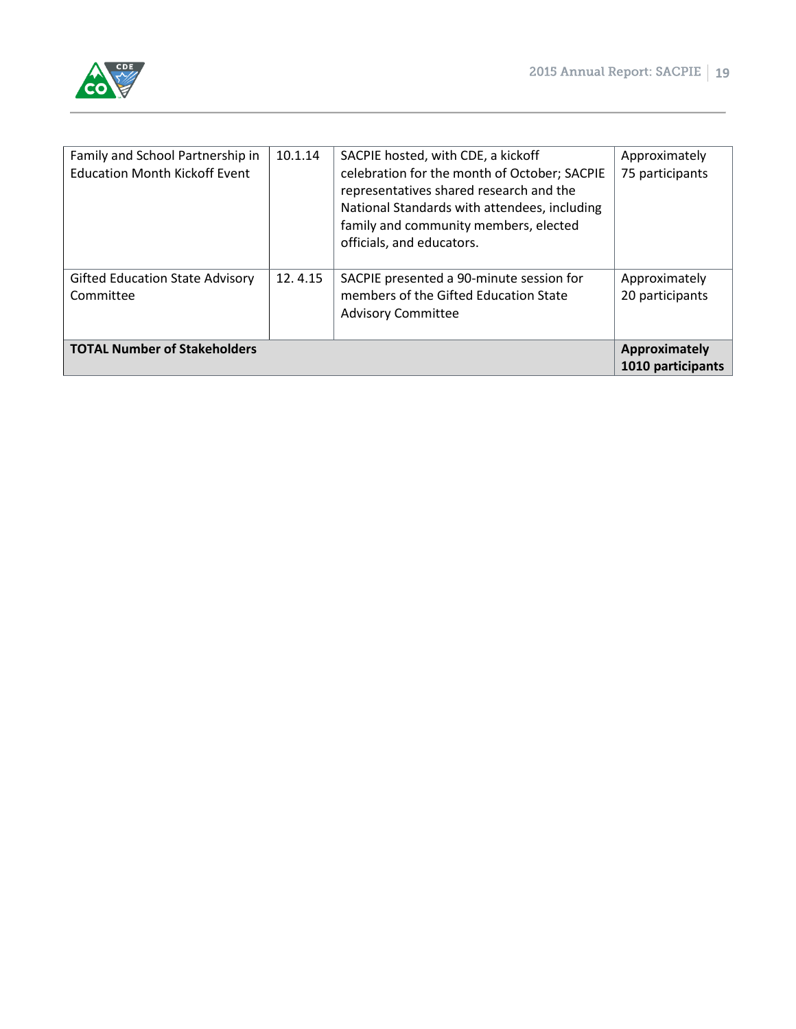| Family and School Partnership in Education Month Kickoff Event | 10.1.14 | SACPIE hosted, with CDE, a kickoff celebration for the month of October; SACPIE representatives shared research and the National Standards with attendees, including family and community members, elected officials, and educators. | Approximately 75 participants |
|---|---|---|---|
| Gifted Education State Advisory Committee | 12. 4.15 | SACPIE presented a 90-minute session for members of the Gifted Education State Advisory Committee | Approximately 20 participants |
| **TOTAL Number of Stakeholders** | | | **Approximately 1010 participants** |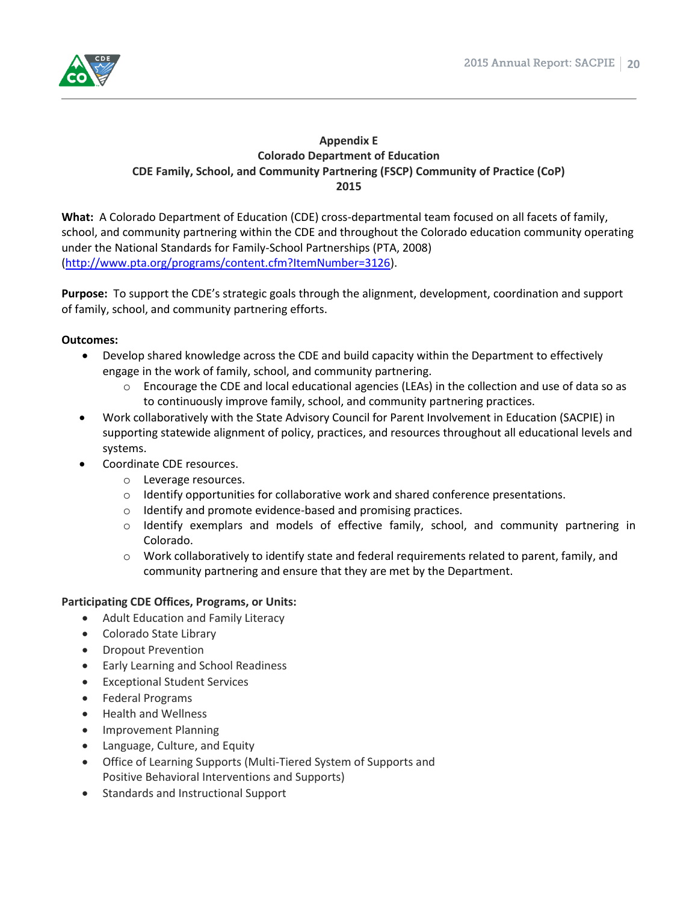**Appendix E**
**Colorado Department of Education**
**CDE Family, School, and Community Partnering (FSCP) Community of Practice (CoP)**
**2015**

**What:** A Colorado Department of Education (CDE) cross-departmental team focused on all facets of family, school, and community partnering within the CDE and throughout the Colorado education community operating under the National Standards for Family-School Partnerships (PTA, 2008) ([http://www.pta.org/programs/content.cfm?ItemNumber=3126](http://www.pta.org/programs/content.cfm?ItemNumber=3126)).

**Purpose:** To support the CDE's strategic goals through the alignment, development, coordination and support of family, school, and community partnering efforts.

**Outcomes:**

- Develop shared knowledge across the CDE and build capacity within the Department to effectively engage in the work of family, school, and community partnering.
  - Encourage the CDE and local educational agencies (LEAs) in the collection and use of data so as to continuously improve family, school, and community partnering practices.
- Work collaboratively with the State Advisory Council for Parent Involvement in Education (SACPIE) in supporting statewide alignment of policy, practices, and resources throughout all educational levels and systems.
- Coordinate CDE resources.
  - Leverage resources.
  - Identify opportunities for collaborative work and shared conference presentations.
  - Identify and promote evidence-based and promising practices.
  - Identify exemplars and models of effective family, school, and community partnering in Colorado.
  - Work collaboratively to identify state and federal requirements related to parent, family, and community partnering and ensure that they are met by the Department.

**Participating CDE Offices, Programs, or Units:**

- Adult Education and Family Literacy
- Colorado State Library
- Dropout Prevention
- Early Learning and School Readiness
- Exceptional Student Services
- Federal Programs
- Health and Wellness
- Improvement Planning
- Language, Culture, and Equity
- Office of Learning Supports (Multi-Tiered System of Supports and Positive Behavioral Interventions and Supports)
- Standards and Instructional Support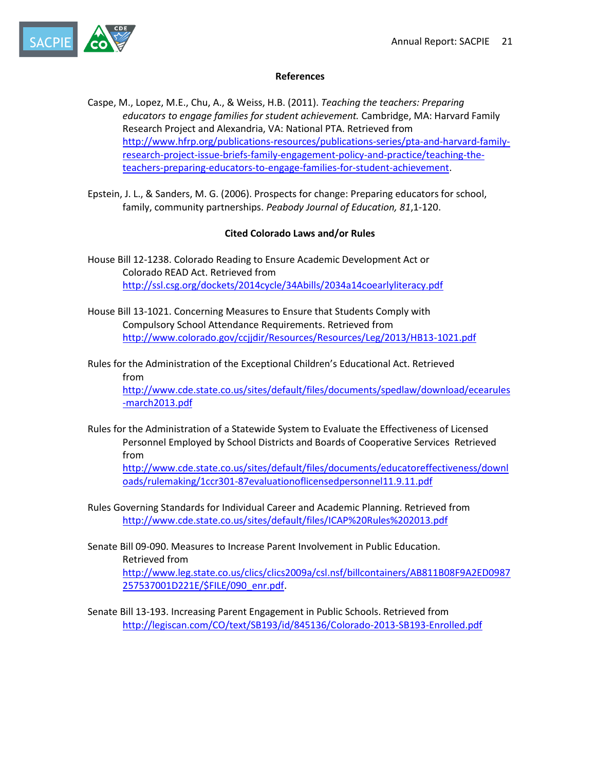## References

Caspe, M., Lopez, M.E., Chu, A., & Weiss, H.B. (2011). *Teaching the teachers: Preparing educators to engage families for student achievement.* Cambridge, MA: Harvard Family Research Project and Alexandria, VA: National PTA. Retrieved from http://www.hfrp.org/publications-resources/publications-series/pta-and-harvard-family-research-project-issue-briefs-family-engagement-policy-and-practice/teaching-the-teachers-preparing-educators-to-engage-families-for-student-achievement.

Epstein, J. L., & Sanders, M. G. (2006). Prospects for change: Preparing educators for school, family, community partnerships. *Peabody Journal of Education, 81*,1-120.

## Cited Colorado Laws and/or Rules

House Bill 12-1238. Colorado Reading to Ensure Academic Development Act or Colorado READ Act. Retrieved from http://ssl.csg.org/dockets/2014cycle/34Abills/2034a14coearlyliteracy.pdf

House Bill 13-1021. Concerning Measures to Ensure that Students Comply with Compulsory School Attendance Requirements. Retrieved from http://www.colorado.gov/ccjjdir/Resources/Resources/Leg/2013/HB13-1021.pdf

Rules for the Administration of the Exceptional Children's Educational Act. Retrieved from http://www.cde.state.co.us/sites/default/files/documents/spedlaw/download/ecearules-march2013.pdf

Rules for the Administration of a Statewide System to Evaluate the Effectiveness of Licensed Personnel Employed by School Districts and Boards of Cooperative Services Retrieved from http://www.cde.state.co.us/sites/default/files/documents/educatoreffectiveness/downloads/rulemaking/1ccr301-87evaluationoflicensedpersonnel11.9.11.pdf

Rules Governing Standards for Individual Career and Academic Planning. Retrieved from http://www.cde.state.co.us/sites/default/files/ICAP%20Rules%202013.pdf

Senate Bill 09-090. Measures to Increase Parent Involvement in Public Education. Retrieved from http://www.leg.state.co.us/clics/clics2009a/csl.nsf/billcontainers/AB811B08F9A2ED0987257537001D221E/$FILE/090_enr.pdf.

Senate Bill 13-193. Increasing Parent Engagement in Public Schools. Retrieved from http://legiscan.com/CO/text/SB193/id/845136/Colorado-2013-SB193-Enrolled.pdf